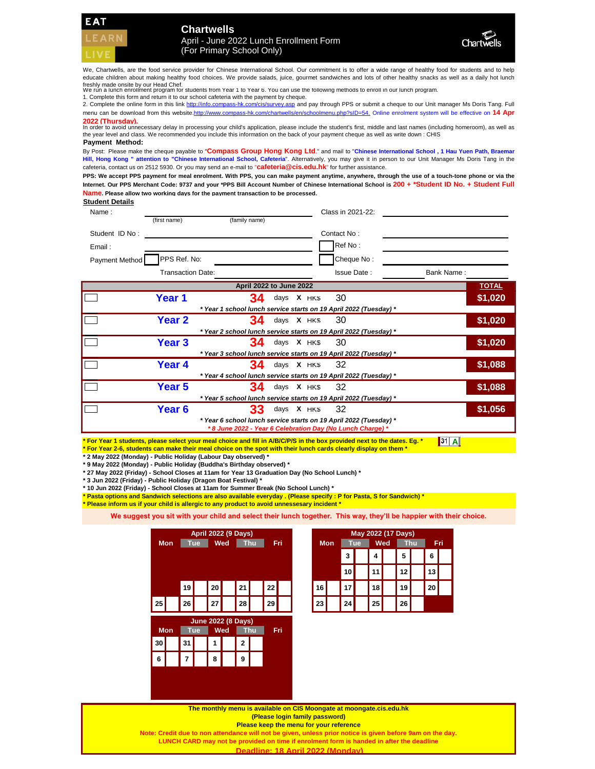EAT
LEARN
LIVE

# Chartwells

April - June 2022 Lunch Enrollment Form
(For Primary School Only)

Chartwells

We, Chartwells, are the food service provider for Chinese International School. Our commitment is to offer a wide range of healthy food for students and to help educate children about making healthy food choices. We provide salads, juice, gourmet sandwiches and lots of other healthy snacks as well as a daily hot lunch freshly made onsite by our Head Chef.

We run a lunch enrollment program for students from Year 1 to Year 6. You can use the following methods to enroll in our lunch program.

1. Complete this form and return it to our school cafeteria with the payment by cheque.
2. Complete the online form in this link http://info.compass-hk.com/cis/survey.asp and pay through PPS or submit a cheque to our Unit manager Ms Doris Tang. Full menu can be download from this website.http://www.compass-hk.com/chartwells/en/schoolmenu.php?sID=54. Online enrolment system will be effective on **14 Apr 2022 (Thursday).**

In order to avoid unnecessary delay in processing your child's application, please include the student's first, middle and last names (including homeroom), as well as the year level and class. We recommended you include this information on the back of your payment cheque as well as write down : CHIS

**Payment Method:**

By Post: Please make the cheque payable to "**Compass Group Hong Kong Ltd**." and mail to "**Chinese International School , 1 Hau Yuen Path, Braemar Hill, Hong Kong " attention to "Chinese International School, Cafeteria**". Alternatively, you may give it in person to our Unit Manager Ms Doris Tang in the cafeteria, contact us on 2512 5930. Or you may send an e-mail to "**cafeteria@cis.edu.hk**" for further assistance.

**PPS: We accept PPS payment for meal enrolment. With PPS, you can make payment anytime, anywhere, through the use of a touch-tone phone or via the Internet. Our PPS Merchant Code: 9737 and your *PPS Bill Account Number of Chinese International School is 200 + *Student ID No. + Student Full Name. Please allow two working days for the payment transaction to be processed.**

**Student Details**

Name : ______________________ (first name) (family name) Class in 2021-22: ______________

Student ID No : ______________________ Contact No : ______________

Email : ______________________ ☐ Ref No : ______________

Payment Method ☐ PPS Ref. No: ______________ ☐ Cheque No : ______________

Transaction Date: ______________ Issue Date : ______________ Bank Name : ______________

| | April 2022 to June 2022 | | | TOTAL |
|---|---|---|---|---|
| ☐ | **Year 1** | **34** days X HK$ | 30 | **$1,020** |
| | *\* Year 1 school lunch service starts on 19 April 2022 (Tuesday) \** | | | |
| ☐ | **Year 2** | **34** days X HK$ | 30 | **$1,020** |
| | *\* Year 2 school lunch service starts on 19 April 2022 (Tuesday) \** | | | |
| ☐ | **Year 3** | **34** days X HK$ | 30 | **$1,020** |
| | *\* Year 3 school lunch service starts on 19 April 2022 (Tuesday) \** | | | |
| ☐ | **Year 4** | **34** days X HK$ | 32 | **$1,088** |
| | *\* Year 4 school lunch service starts on 19 April 2022 (Tuesday) \** | | | |
| ☐ | **Year 5** | **34** days X HK$ | 32 | **$1,088** |
| | *\* Year 5 school lunch service starts on 19 April 2022 (Tuesday) \** | | | |
| ☐ | **Year 6** | **33** days X HK$ | 32 | **$1,056** |
| | *\* Year 6 school lunch service starts on 19 April 2022 (Tuesday) \** *\* 8 June 2022 - Year 6 Celebration Day (No Lunch Charge) \** | | | |

**\* For Year 1 students, please select your meal choice and fill in A/B/C/P/S in the box provided next to the dates. Eg. \*** [31 | A]
**\* For Year 2-6, students can make their meal choice on the spot with their lunch cards clearly display on them \***
**\* 2 May 2022 (Monday) - Public Holiday (Labour Day observed) \***
**\* 9 May 2022 (Monday) - Public Holiday (Buddha's Birthday observed) \***
**\* 27 May 2022 (Friday) - School Closes at 11am for Year 13 Graduation Day (No School Lunch) \***
**\* 3 Jun 2022 (Friday) - Public Holiday (Dragon Boat Festival) \***
**\* 10 Jun 2022 (Friday) - School Closes at 11am for Summer Break (No School Lunch) \***
**\* Pasta options and Sandwich selections are also available everyday . (Please specify : P for Pasta, S for Sandwich) \***
**\* Please inform us if your child is allergic to any product to avoid unnesessary incident \***

**We suggest you sit with your child and select their lunch together. This way, they'll be happier with their choice.**

**April 2022 (9 Days)**

| Mon | Tue | Wed | Thu | Fri |
|---|---|---|---|---|
| | 19 | 20 | 21 | 22 |
| 25 | 26 | 27 | 28 | 29 |

**May 2022 (17 Days)**

| Mon | Tue | Wed | Thu | Fri |
|---|---|---|---|---|
| | 3 | 4 | 5 | 6 |
| | 10 | 11 | 12 | 13 |
| 16 | 17 | 18 | 19 | 20 |
| 23 | 24 | 25 | 26 | |

**June 2022 (8 Days)**

| Mon | Tue | Wed | Thu | Fri |
|---|---|---|---|---|
| 30 | 31 | 1 | 2 | |
| 6 | 7 | 8 | 9 | |

**The monthly menu is available on CIS Moongate at moongate.cis.edu.hk**
**(Please login family password)**
**Please keep the menu for your reference**
**Note: Credit due to non attendance will not be given, unless prior notice is given before 9am on the day.**
**LUNCH CARD may not be provided on time if enrolment form is handed in after the deadline**
**Deadline: 18 April 2022 (Monday)**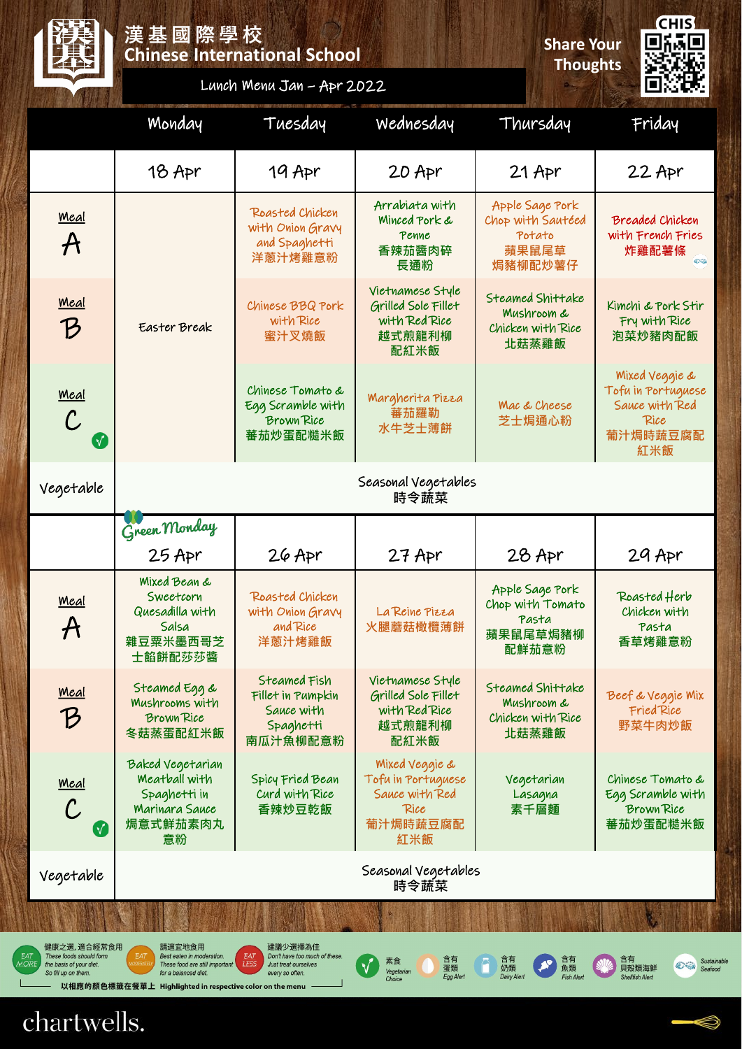# 漢基國際學校 Chinese International School

Lunch Menu Jan – Apr 2022

Share Your Thoughts

| | Monday | Tuesday | Wednesday | Thursday | Friday |
|---|---|---|---|---|---|
| | 18 Apr | 19 Apr | 20 Apr | 21 Apr | 22 Apr |
| Meal A | Easter Break | Roasted Chicken with Onion Gravy and Spaghetti 洋蔥汁烤雞意粉 | Arrabiata with Minced Pork & Penne 香辣茄醬肉碎長通粉 | Apple Sage Pork Chop with Sautéed Potato 蘋果鼠尾草焗豬柳配炒薯仔 | Breaded Chicken with French Fries 炸雞配薯條 |
| Meal B | | Chinese BBQ Pork with Rice 蜜汁叉燒飯 | Vietnamese Style Grilled Sole Fillet with Red Rice 越式煎龍利柳配紅米飯 | Steamed Shittake Mushroom & Chicken with Rice 北菇蒸雞飯 | Kimchi & Pork Stir Fry with Rice 泡菜炒豬肉配飯 |
| Meal C | | Chinese Tomato & Egg Scramble with Brown Rice 蕃茄炒蛋配糙米飯 | Margherita Pizza 蕃茄羅勒水牛芝士薄餅 | Mac & Cheese 芝士焗通心粉 | Mixed Veggie & Tofu in Portuguese Sauce with Red Rice 葡汁焗時蔬豆腐配紅米飯 |
| Vegetable | Seasonal Vegetables 時令蔬菜 | | | | |
| | Green Monday 25 Apr | 26 Apr | 27 Apr | 28 Apr | 29 Apr |
| Meal A | Mixed Bean & Sweetcorn Quesadilla with Salsa 雜豆粟米墨西哥芝士餡餅配莎莎醬 | Roasted Chicken with Onion Gravy and Rice 洋蔥汁烤雞飯 | La Reine Pizza 火腿蘑菇橄欖薄餅 | Apple Sage Pork Chop with Tomato Pasta 蘋果鼠尾草焗豬柳配鮮茄意粉 | Roasted Herb Chicken with Pasta 香草烤雞意粉 |
| Meal B | Steamed Egg & Mushrooms with Brown Rice 冬菇蒸蛋配紅米飯 | Steamed Fish Fillet in Pumpkin Sauce with Spaghetti 南瓜汁魚柳配意粉 | Vietnamese Style Grilled Sole Fillet with Red Rice 越式煎龍利柳配紅米飯 | Steamed Shittake Mushroom & Chicken with Rice 北菇蒸雞飯 | Beef & Veggie Mix Fried Rice 野菜牛肉炒飯 |
| Meal C | Baked Vegetarian Meatball with Spaghetti in Marinara Sauce 焗意式鮮茄素肉丸意粉 | Spicy Fried Bean Curd with Rice 香辣炒豆乾飯 | Mixed Veggie & Tofu in Portuguese Sauce with Red Rice 葡汁焗時蔬豆腐配紅米飯 | Vegetarian Lasagna 素千層麵 | Chinese Tomato & Egg Scramble with Brown Rice 蕃茄炒蛋配糙米飯 |
| Vegetable | Seasonal Vegetables 時令蔬菜 | | | | |

健康之選，適合經常食用 EAT MORE: These foods should form the basis of your diet. So fill up on them.

請適宜地食用 EAT MODERATELY: Best eaten in moderation. These food are still important for a balanced diet.

建議少選擇為佳 EAT LESS: Don't have too much of these. Just treat ourselves every so often.

以相應的顏色標識在餐單上 Highlighted in respective color on the menu

素食 Vegetarian Choice · 含有蛋類 Egg Alert · 含有奶類 Dairy Alert · 含有魚類 Fish Alert · 含有貝殼類海鮮 Shellfish Alert · Sustainable Seafood

chartwells.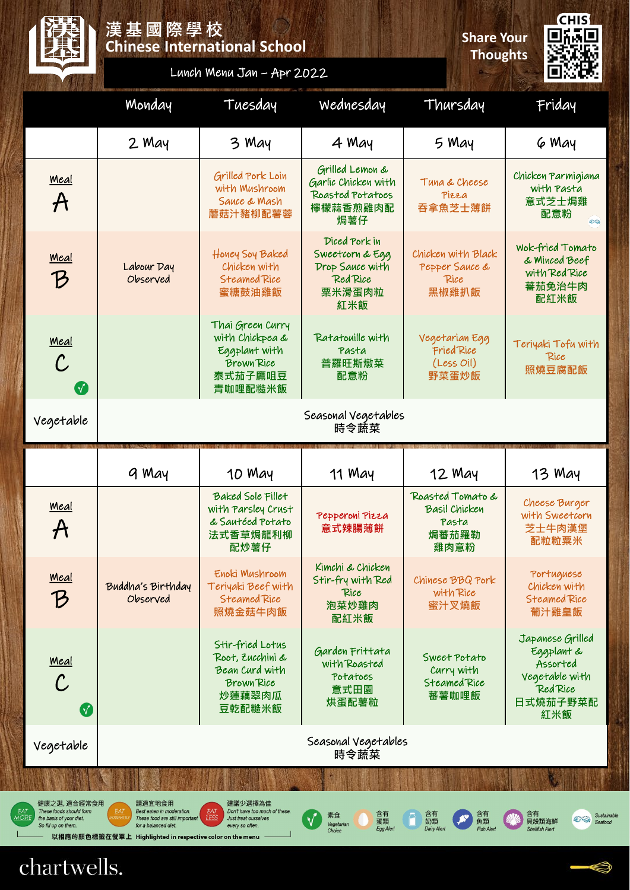# 漢基國際學校 Chinese International School

Lunch Menu Jan – Apr 2022

Share Your Thoughts

| | Monday | Tuesday | Wednesday | Thursday | Friday |
|---|---|---|---|---|---|
| | 2 May | 3 May | 4 May | 5 May | 6 May |
| Meal A | Labour Day Observed | Grilled Pork Loin with Mushroom Sauce & Mash 蘑菇汁豬柳配薯蓉 | Grilled Lemon & Garlic Chicken with Roasted Potatoes 檸檬蒜香煎雞肉配焗薯仔 | Tuna & Cheese Pizza 吞拿魚芝士薄餅 | Chicken Parmigiana with Pasta 意式芝士焗雞配意粉 |
| Meal B | | Honey Soy Baked Chicken with Steamed Rice 蜜糖豉油雞飯 | Diced Pork in Sweetcorn & Egg Drop Sauce with Red Rice 粟米滑蛋肉粒紅米飯 | Chicken with Black Pepper Sauce & Rice 黑椒雞扒飯 | Wok-fried Tomato & Minced Beef with Red Rice 蕃茄免治牛肉配紅米飯 |
| Meal C | | Thai Green Curry with Chickpea & Eggplant with Brown Rice 泰式茄子鷹咀豆青咖哩配糙米飯 | Ratatouille with Pasta 普羅旺斯燉菜配意粉 | Vegetarian Egg Fried Rice (Less Oil) 野菜蛋炒飯 | Teriyaki Tofu with Rice 照燒豆腐配飯 |
| Vegetable | Seasonal Vegetables 時令蔬菜 | | | | |
| | 9 May | 10 May | 11 May | 12 May | 13 May |
| Meal A | Buddha's Birthday Observed | Baked Sole Fillet with Parsley Crust & Sautéed Potato 法式香草焗龍利柳配炒薯仔 | Pepperoni Pizza 意式辣腸薄餅 | Roasted Tomato & Basil Chicken Pasta 焗蕃茄羅勒雞肉意粉 | Cheese Burger with Sweetcorn 芝士牛肉漢堡配粒粒粟米 |
| Meal B | | Enoki Mushroom Teriyaki Beef with Steamed Rice 照燒金菇牛肉飯 | Kimchi & Chicken Stir-fry with Red Rice 泡菜炒雞肉配紅米飯 | Chinese BBQ Pork with Rice 蜜汁叉燒飯 | Portuguese Chicken with Steamed Rice 葡汁雞皇飯 |
| Meal C | | Stir-fried Lotus Root, Zucchini & Bean Curd with Brown Rice 炒蓮藕翠肉瓜豆乾配糙米飯 | Garden Frittata with Roasted Potatoes 意式田園烘蛋配薯粒 | Sweet Potato Curry with Steamed Rice 蕃薯咖哩飯 | Japanese Grilled Eggplant & Assorted Vegetable with Red Rice 日式燒茄子野菜配紅米飯 |
| Vegetable | Seasonal Vegetables 時令蔬菜 | | | | |

健康之選，適合經常食用 EAT MORE These foods should form the basis of your diet. So fill up on them.

請適宜地食用 EAT MODERATELY Best eaten in moderation. These food are still important for a balanced diet.

建議少選擇為佳 EAT LESS Don't have too much of these. Just treat ourselves every so often.

以相應的顏色標識在餐單上 Highlighted in respective color on the menu

素食 Vegetarian Choice | 含有蛋類 Egg Alert | 含有奶類 Dairy Alert | 含有魚類 Fish Alert | 含有貝殼類海鮮 Shellfish Alert | Sustainable Seafood

chartwells.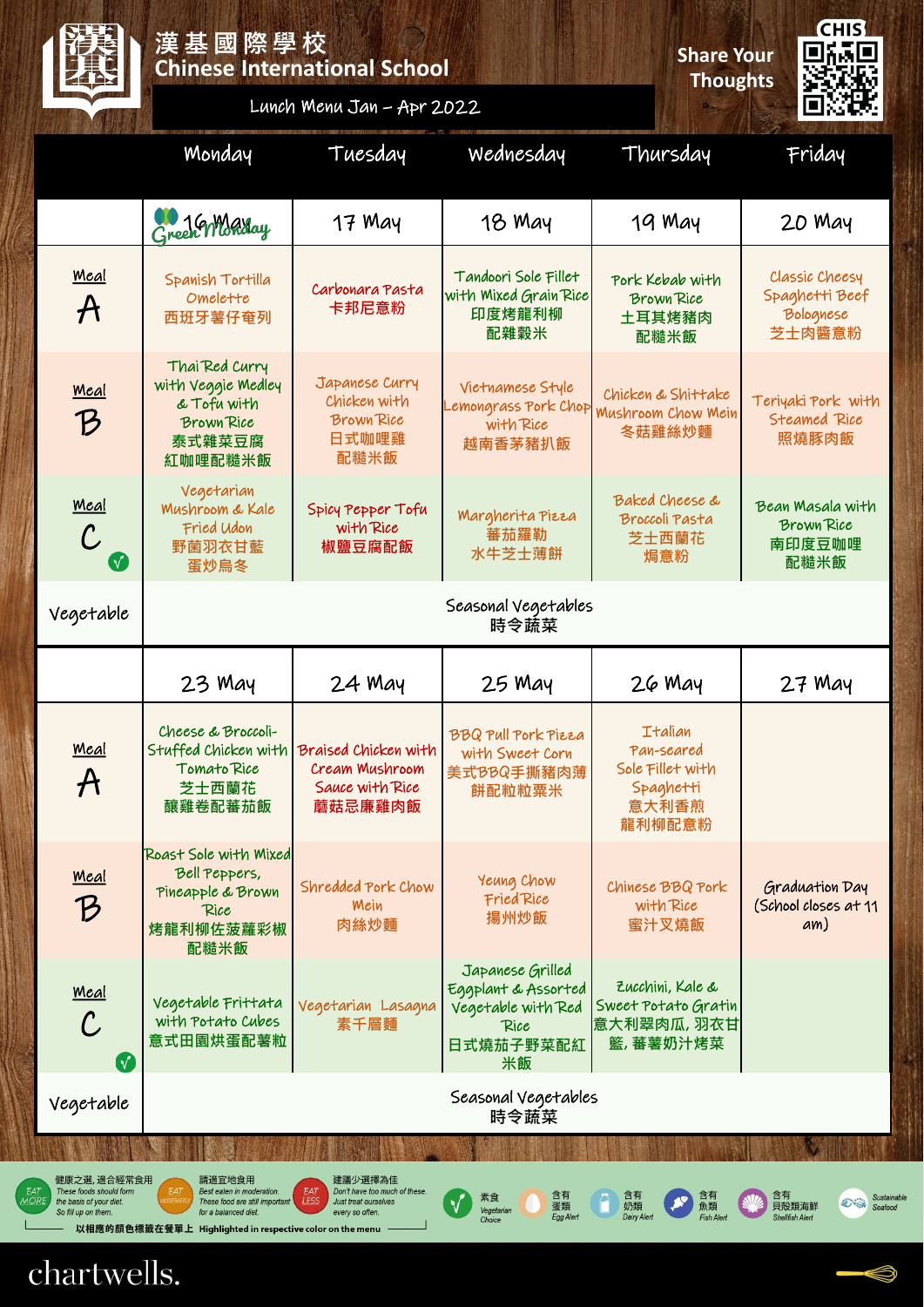# 漢基國際學校
# Chinese International School

Lunch Menu Jan – Apr 2022

Share Your Thoughts

| | Monday | Tuesday | Wednesday | Thursday | Friday |
|---|---|---|---|---|---|
| | 16 May Green Monday | 17 May | 18 May | 19 May | 20 May |
| Meal A | Spanish Tortilla Omelette 西班牙薯仔奄列 | Carbonara Pasta 卡邦尼意粉 | Tandoori Sole Fillet with Mixed Grain Rice 印度烤龍利柳配雜穀米 | Pork Kebab with Brown Rice 土耳其烤豬肉配糙米飯 | Classic Cheesy Spaghetti Beef Bolognese 芝士肉醬意粉 |
| Meal B | Thai Red Curry with Veggie Medley & Tofu with Brown Rice 泰式雜菜豆腐紅咖哩配糙米飯 | Japanese Curry Chicken with Brown Rice 日式咖哩雞配糙米飯 | Vietnamese Style Lemongrass Pork Chop with Rice 越南香茅豬扒飯 | Chicken & Shiitake Mushroom Chow Mein 冬菇雞絲炒麵 | Teriyaki Pork with Steamed Rice 照燒豚肉飯 |
| Meal C | Vegetarian Mushroom & Kale Fried Udon 野菌羽衣甘藍蛋炒烏冬 | Spicy Pepper Tofu with Rice 椒鹽豆腐配飯 | Margherita Pizza 蕃茄羅勒水牛芝士薄餅 | Baked Cheese & Broccoli Pasta 芝士西蘭花焗意粉 | Bean Masala with Brown Rice 南印度豆咖喱配糙米飯 |
| Vegetable | Seasonal Vegetables 時令蔬菜 | | | | |
| | 23 May | 24 May | 25 May | 26 May | 27 May |
| Meal A | Cheese & Broccoli-Stuffed Chicken with Tomato Rice 芝士西蘭花釀雞卷配蕃茄飯 | Braised Chicken with Cream Mushroom Sauce with Rice 蘑菇忌廉雞肉飯 | BBQ Pull Pork Pizza with Sweet Corn 美式BBQ手撕豬肉薄餅配粒粒粟米 | Italian Pan-seared Sole Fillet with Spaghetti 意大利香煎龍利柳配意粉 | |
| Meal B | Roast Sole with Mixed Bell Peppers, Pineapple & Brown Rice 烤龍利柳佐菠蘿彩椒配糙米飯 | Shredded Pork Chow Mein 肉絲炒麵 | Yeung Chow Fried Rice 揚州炒飯 | Chinese BBQ Pork with Rice 蜜汁叉燒飯 | Graduation Day (School closes at 11 am) |
| Meal C | Vegetable Frittata with Potato Cubes 意式田園烘蛋配薯粒 | Vegetarian Lasagna 素千層麵 | Japanese Grilled Eggplant & Assorted Vegetable with Red Rice 日式燒茄子野菜配紅米飯 | Zucchini, Kale & Sweet Potato Gratin 意大利翠肉瓜, 羽衣甘藍, 蕃薯奶汁烤菜 | |
| Vegetable | Seasonal Vegetables 時令蔬菜 | | | | |

健康之選, 適合經常食用 EAT MORE These foods should form the basis of your diet. So fill up on them.

請適宜地食用 EAT MODERATELY Best eaten in moderation. These food are still important for a balanced diet.

建議少選擇為佳 EAT LESS Don't have too much of these. Just treat ourselves every so often.

以相應的顏色標識在餐單上 Highlighted in respective color on the menu

素食 Vegetarian Choice | 含有蛋類 Egg Alert | 含有奶類 Dairy Alert | 含有魚類 Fish Alert | 含有貝殼類海鮮 Shellfish Alert | Sustainable Seafood

chartwells.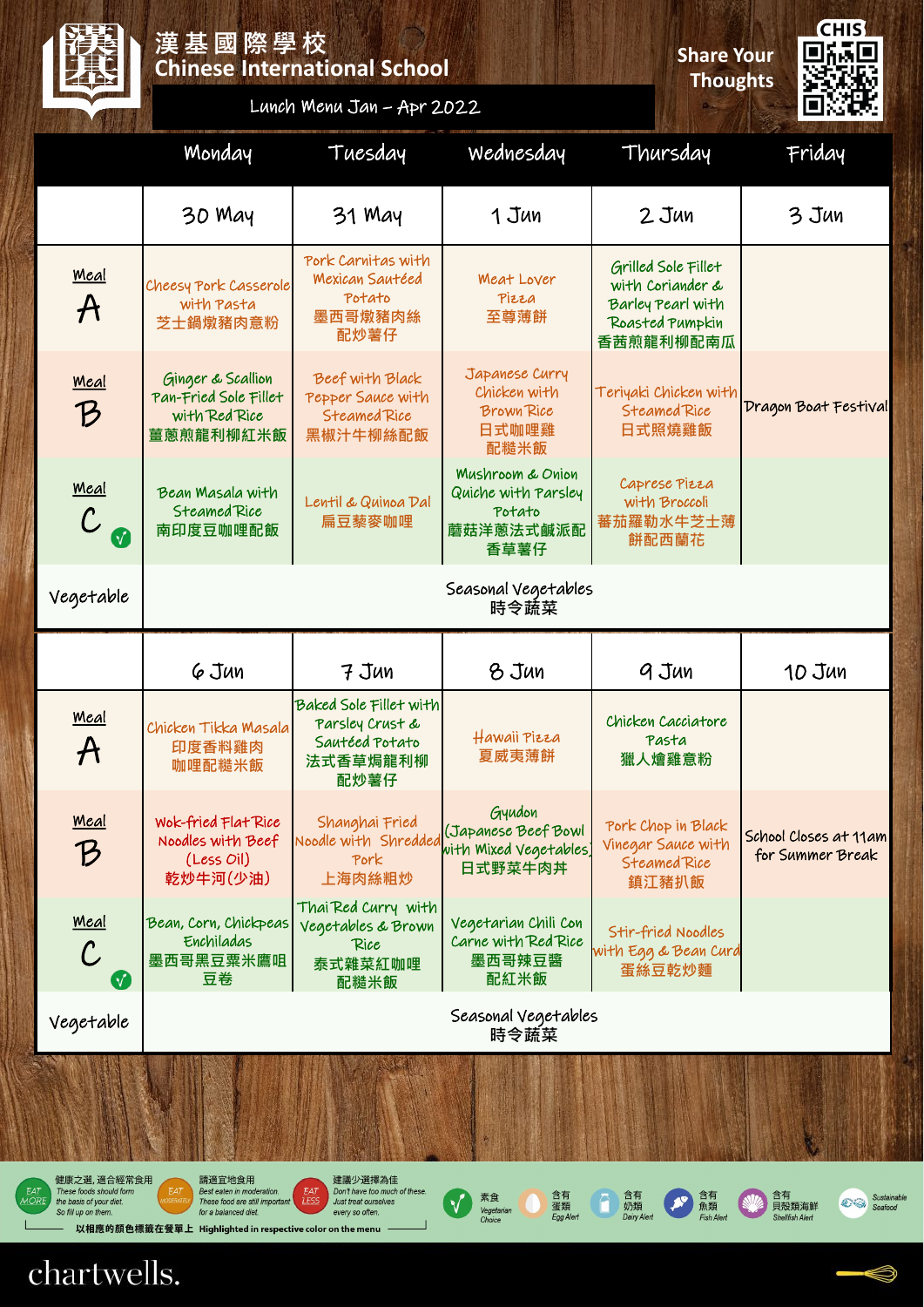# 漢基國際學校 Chinese International School

Lunch Menu Jan – Apr 2022

Share Your Thoughts

| | Monday | Tuesday | Wednesday | Thursday | Friday |
|---|---|---|---|---|---|
| | 30 May | 31 May | 1 Jun | 2 Jun | 3 Jun |
| Meal A | Cheesy Pork Casserole with Pasta 芝士鍋燉豬肉意粉 | Pork Carnitas with Mexican Sautéed Potato 墨西哥燉豬肉絲配炒薯仔 | Meat Lover Pizza 至尊薄餅 | Grilled Sole Fillet with Coriander & Barley Pearl with Roasted Pumpkin 香茜煎龍利柳配南瓜 | |
| Meal B | Ginger & Scallion Pan-Fried Sole Fillet with Red Rice 薑蔥煎龍利柳紅米飯 | Beef with Black Pepper Sauce with Steamed Rice 黑椒汁牛柳絲配飯 | Japanese Curry Chicken with Brown Rice 日式咖喱雞配糙米飯 | Teriyaki Chicken with Steamed Rice 日式照燒雞飯 | Dragon Boat Festival |
| Meal C | Bean Masala with Steamed Rice 南印度豆咖哩配飯 | Lentil & Quinoa Dal 扁豆藜麥咖哩 | Mushroom & Onion Quiche with Parsley Potato 蘑菇洋蔥法式鹹派配香草薯仔 | Caprese Pizza with Broccoli 蕃茄羅勒水牛芝士薄餅配西蘭花 | |
| Vegetable | Seasonal Vegetables 時令蔬菜 | | | | |
| | 6 Jun | 7 Jun | 8 Jun | 9 Jun | 10 Jun |
| Meal A | Chicken Tikka Masala 印度香料雞肉咖哩配糙米飯 | Baked Sole Fillet with Parsley Crust & Sautéed Potato 法式香草焗龍利柳配炒薯仔 | Hawaii Pizza 夏威夷薄餅 | Chicken Cacciatore Pasta 獵人燴雞意粉 | |
| Meal B | Wok-fried Flat Rice Noodles with Beef (Less Oil) 乾炒牛河(少油) | Shanghai Fried Noodle with Shredded Pork 上海肉絲粗炒 | Gyudon (Japanese Beef Bowl with Mixed Vegetables) 日式野菜牛肉丼 | Pork Chop in Black Vinegar Sauce with Steamed Rice 鎮江豬扒飯 | School Closes at 11am for Summer Break |
| Meal C | Bean, Corn, Chickpeas Enchiladas 墨西哥黑豆粟米鷹咀豆卷 | Thai Red Curry with Vegetables & Brown Rice 泰式雜菜紅咖哩配糙米飯 | Vegetarian Chili Con Carne with Red Rice 墨西哥辣豆醬配紅米飯 | Stir-fried Noodles with Egg & Bean Curd 蛋絲豆乾炒麵 | |
| Vegetable | Seasonal Vegetables 時令蔬菜 | | | | |

EAT MORE 健康之選，適合經常食用 These foods should form the basis of your diet. So fill up on them.

EAT MODERATELY 請適宜地食用 Best eaten in moderation. These food are still important for a balanced diet.

EAT LESS 建議少選擇為佳 Don't have too much of these. Just treat ourselves every so often.

以相應的顏色標識在餐單上 Highlighted in respective color on the menu

素食 Vegetarian Choice | 含有蛋類 Egg Alert | 含有奶類 Dairy Alert | 含有魚類 Fish Alert | 含有貝殼類海鮮 Shellfish Alert | Sustainable Seafood

chartwells.